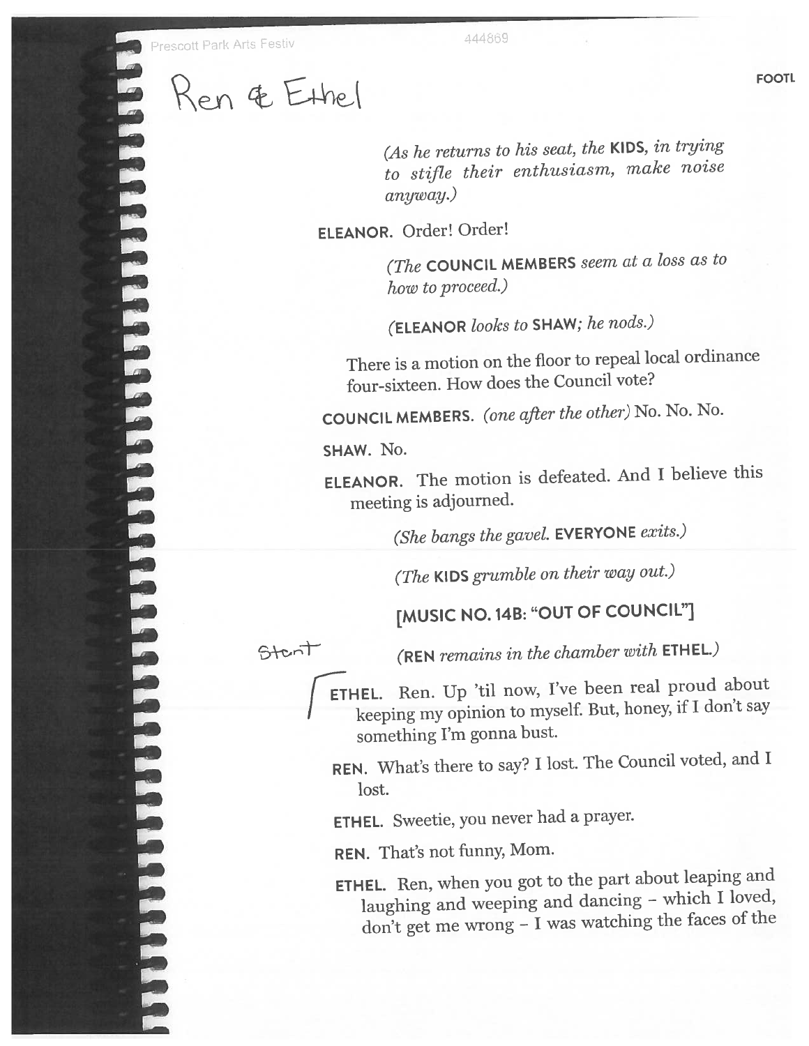Ren & Ethel

*(As he returns to his seat, the* **KIDS**, *in trying to stifle their enthusiasm, make noise anyway.)*

**ELEANOR.** Order! Order!

*(The* **COUNCIL MEMBERS** *seem at a loss as to how to proceed.)*

*(***ELEANOR** *looks to* **SHAW***; he nods.)*

There is a motion on the floor to repeal local ordinance four-sixteen. How does the Council vote?

**COUNCIL MEMBERS.** *(one after the other)* No. No. No.

**SHAW.** No.

**ELEANOR.** The motion is defeated. And I believe this meeting is adjourned.

*(She bangs the gavel.* **EVERYONE** *exits.)*

*(The* **KIDS** *grumble on their way out.)*

**[MUSIC NO. 14B: "OUT OF COUNCIL"]**

Start

*(***REN** *remains in the chamber with* **ETHEL.***)*

**ETHEL.** Ren. Up 'til now, I've been real proud about keeping my opinion to myself. But, honey, if I don't say something I'm gonna bust.

**REN.** What's there to say? I lost. The Council voted, and I lost.

**ETHEL.** Sweetie, you never had a prayer.

**REN.** That's not funny, Mom.

**ETHEL.** Ren, when you got to the part about leaping and laughing and weeping and dancing – which I loved, don't get me wrong – I was watching the faces of the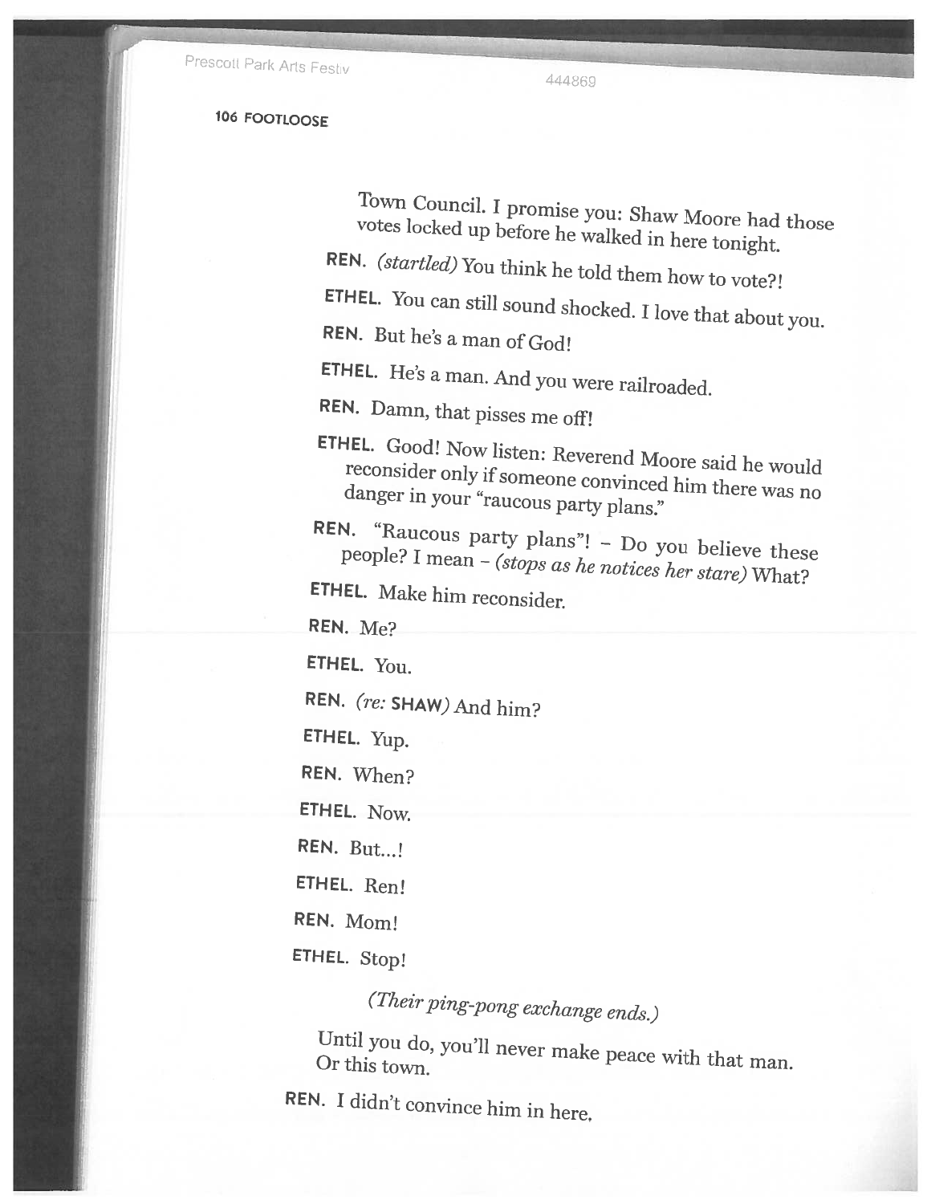Town Council. I promise you: Shaw Moore had those votes locked up before he walked in here tonight.

**REN.** *(startled)* You think he told them how to vote?!

**ETHEL.** You can still sound shocked. I love that about you.

**REN.** But he's a man of God!

**ETHEL.** He's a man. And you were railroaded.

**REN.** Damn, that pisses me off!

**ETHEL.** Good! Now listen: Reverend Moore said he would reconsider only if someone convinced him there was no danger in your "raucous party plans."

**REN.** "Raucous party plans"! – Do you believe these people? I mean – *(stops as he notices her stare)* What?

**ETHEL.** Make him reconsider.

**REN.** Me?

**ETHEL.** You.

**REN.** *(re:* **SHAW***)* And him?

**ETHEL.** Yup.

**REN.** When?

**ETHEL.** Now.

**REN.** But...!

**ETHEL.** Ren!

**REN.** Mom!

**ETHEL.** Stop!

*(Their ping-pong exchange ends.)*

Until you do, you'll never make peace with that man. Or this town.

**REN.** I didn't convince him in here.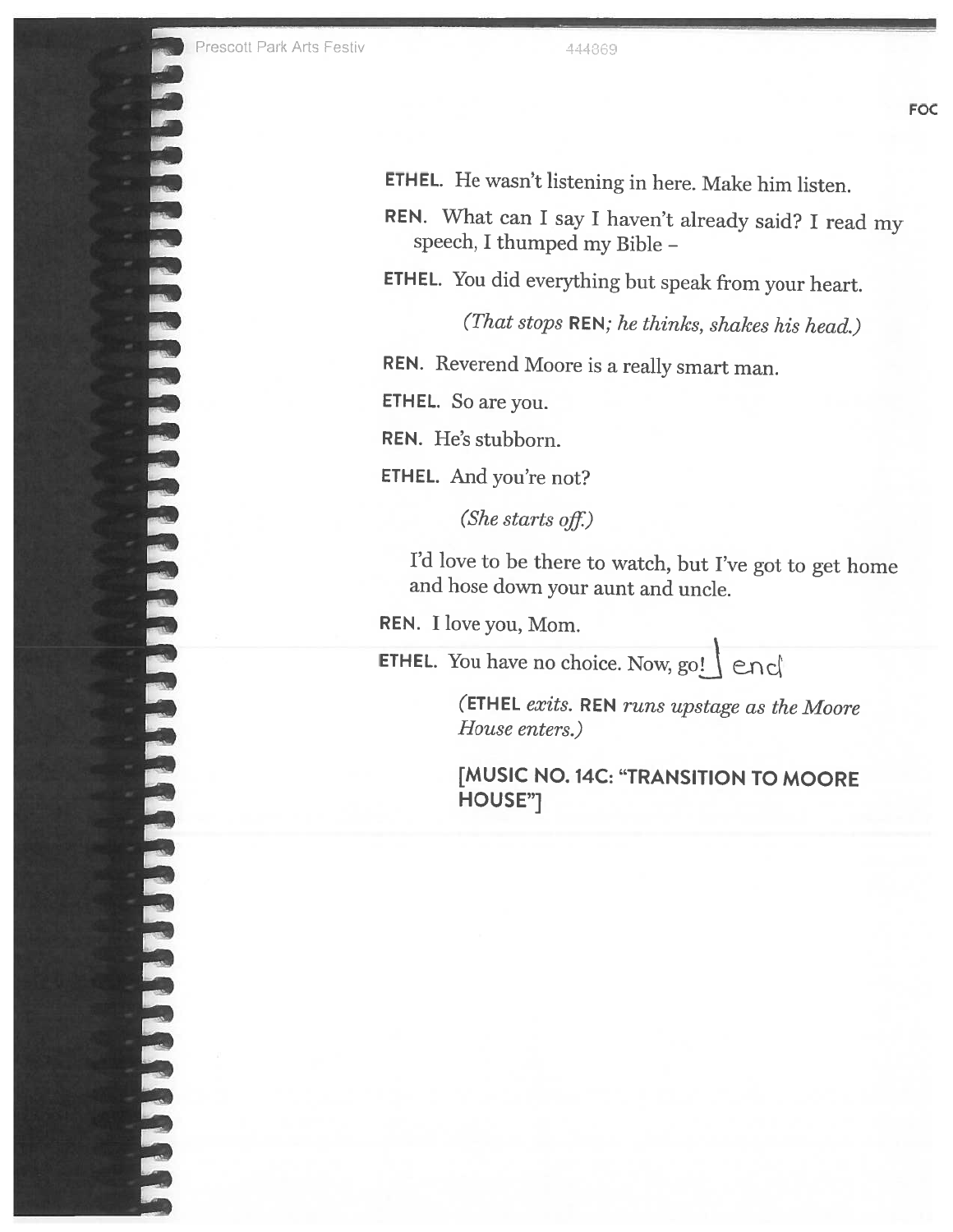**ETHEL.** He wasn't listening in here. Make him listen.

**REN.** What can I say I haven't already said? I read my speech, I thumped my Bible –

**ETHEL.** You did everything but speak from your heart.

*(That stops* **REN**; *he thinks, shakes his head.)*

**REN.** Reverend Moore is a really smart man.

**ETHEL.** So are you.

**REN.** He's stubborn.

**ETHEL.** And you're not?

*(She starts off.)*

I'd love to be there to watch, but I've got to get home and hose down your aunt and uncle.

**REN.** I love you, Mom.

**ETHEL.** You have no choice. Now, go! end

*(***ETHEL** *exits.* **REN** *runs upstage as the Moore House enters.)*

**[MUSIC NO. 14C: "TRANSITION TO MOORE HOUSE"]**